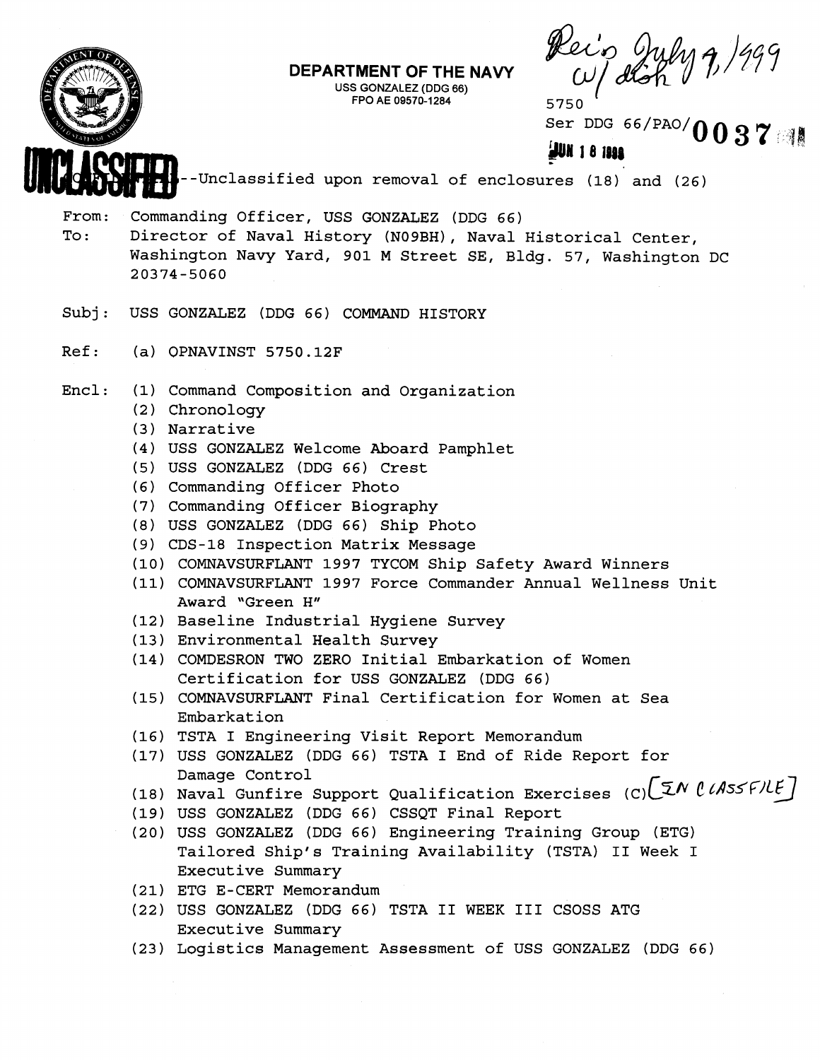**DEPARTMENT OF THE NAVY**
USS GONZALEZ (DDG 66)
FPO AE 09570-1284

Rec'd July 9, 1999 w/ disk

5750
Ser DDG 66/PAO/0037
JUN 18 1999

UNCLASSIFIED

--Unclassified upon removal of enclosures (18) and (26)

From: Commanding Officer, USS GONZALEZ (DDG 66)
To: Director of Naval History (N09BH), Naval Historical Center, Washington Navy Yard, 901 M Street SE, Bldg. 57, Washington DC 20374-5060

Subj: USS GONZALEZ (DDG 66) COMMAND HISTORY

Ref: (a) OPNAVINST 5750.12F

Encl: (1) Command Composition and Organization
(2) Chronology
(3) Narrative
(4) USS GONZALEZ Welcome Aboard Pamphlet
(5) USS GONZALEZ (DDG 66) Crest
(6) Commanding Officer Photo
(7) Commanding Officer Biography
(8) USS GONZALEZ (DDG 66) Ship Photo
(9) CDS-18 Inspection Matrix Message
(10) COMNAVSURFLANT 1997 TYCOM Ship Safety Award Winners
(11) COMNAVSURFLANT 1997 Force Commander Annual Wellness Unit Award "Green H"
(12) Baseline Industrial Hygiene Survey
(13) Environmental Health Survey
(14) COMDESRON TWO ZERO Initial Embarkation of Women Certification for USS GONZALEZ (DDG 66)
(15) COMNAVSURFLANT Final Certification for Women at Sea Embarkation
(16) TSTA I Engineering Visit Report Memorandum
(17) USS GONZALEZ (DDG 66) TSTA I End of Ride Report for Damage Control
(18) Naval Gunfire Support Qualification Exercises (C) [IN CLASSFILE]
(19) USS GONZALEZ (DDG 66) CSSQT Final Report
(20) USS GONZALEZ (DDG 66) Engineering Training Group (ETG) Tailored Ship's Training Availability (TSTA) II Week I Executive Summary
(21) ETG E-CERT Memorandum
(22) USS GONZALEZ (DDG 66) TSTA II WEEK III CSOSS ATG Executive Summary
(23) Logistics Management Assessment of USS GONZALEZ (DDG 66)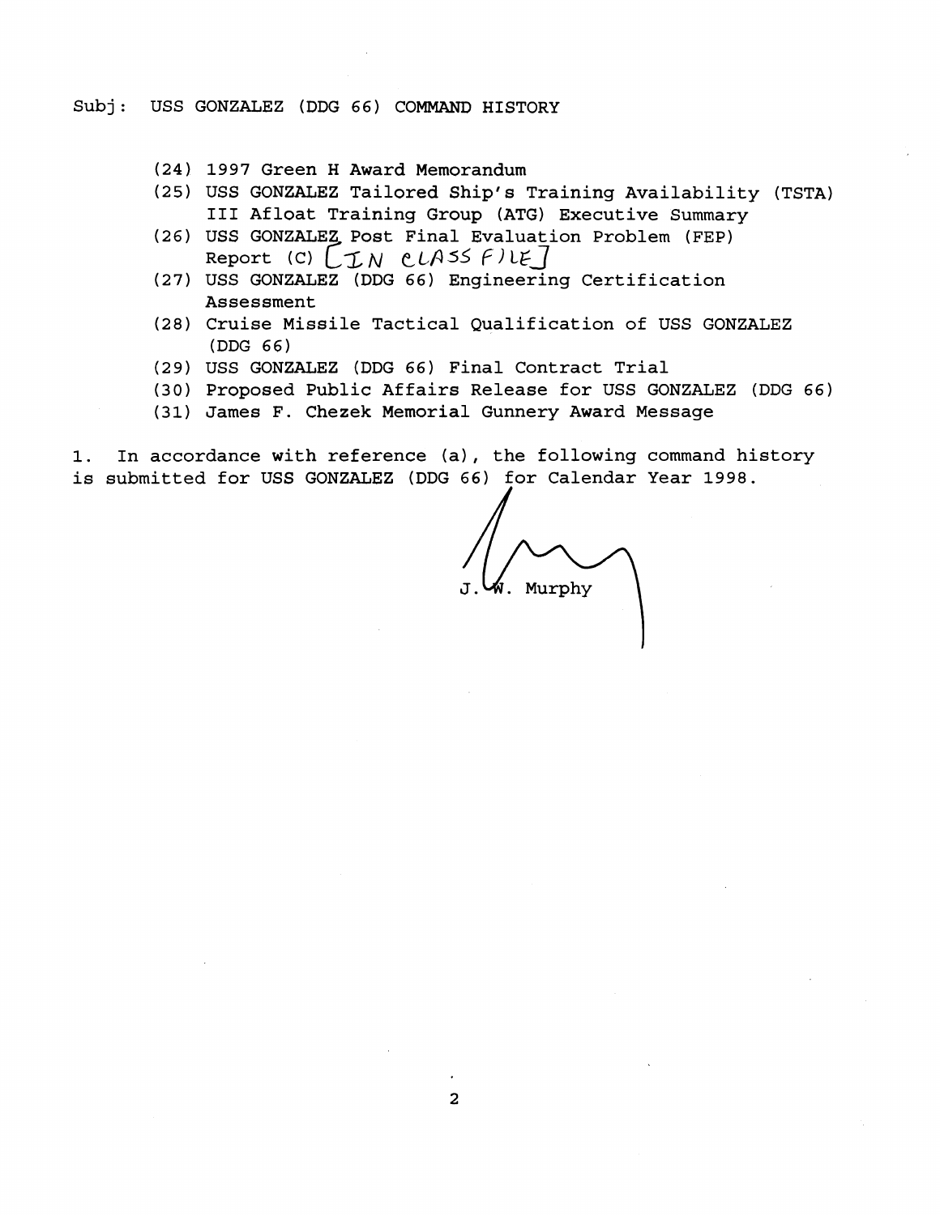Subj: USS GONZALEZ (DDG 66) COMMAND HISTORY

(24) 1997 Green H Award Memorandum

(25) USS GONZALEZ Tailored Ship's Training Availability (TSTA) III Afloat Training Group (ATG) Executive Summary

(26) USS GONZALEZ Post Final Evaluation Problem (FEP) Report (C) [IN CLASS FILE]

(27) USS GONZALEZ (DDG 66) Engineering Certification Assessment

(28) Cruise Missile Tactical Qualification of USS GONZALEZ (DDG 66)

(29) USS GONZALEZ (DDG 66) Final Contract Trial

(30) Proposed Public Affairs Release for USS GONZALEZ (DDG 66)

(31) James F. Chezek Memorial Gunnery Award Message

1. In accordance with reference (a), the following command history is submitted for USS GONZALEZ (DDG 66) for Calendar Year 1998.

J. W. Murphy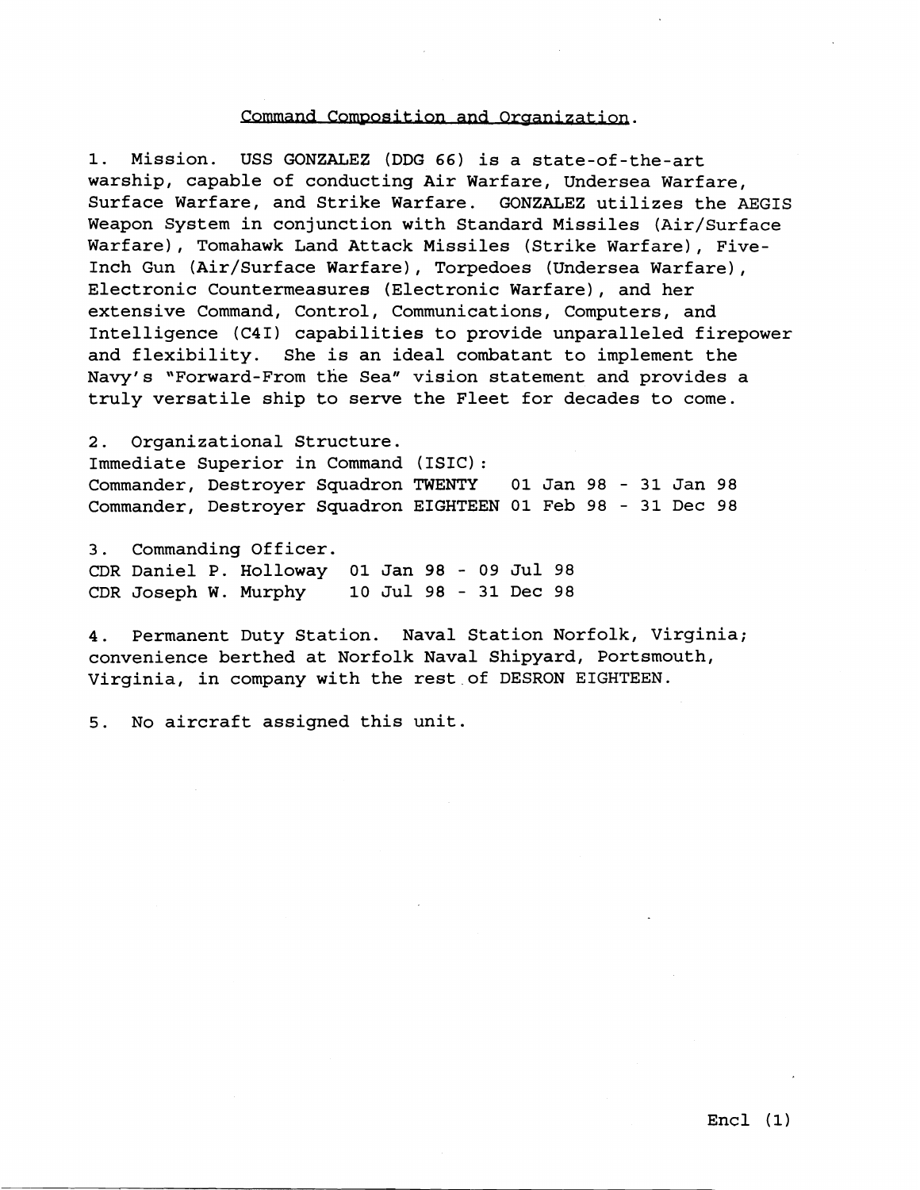## Command Composition and Organization.

1. Mission. USS GONZALEZ (DDG 66) is a state-of-the-art warship, capable of conducting Air Warfare, Undersea Warfare, Surface Warfare, and Strike Warfare. GONZALEZ utilizes the AEGIS Weapon System in conjunction with Standard Missiles (Air/Surface Warfare), Tomahawk Land Attack Missiles (Strike Warfare), Five-Inch Gun (Air/Surface Warfare), Torpedoes (Undersea Warfare), Electronic Countermeasures (Electronic Warfare), and her extensive Command, Control, Communications, Computers, and Intelligence (C4I) capabilities to provide unparalleled firepower and flexibility. She is an ideal combatant to implement the Navy's "Forward-From the Sea" vision statement and provides a truly versatile ship to serve the Fleet for decades to come.

2. Organizational Structure.
Immediate Superior in Command (ISIC):
Commander, Destroyer Squadron TWENTY 01 Jan 98 - 31 Jan 98
Commander, Destroyer Squadron EIGHTEEN 01 Feb 98 - 31 Dec 98

3. Commanding Officer.
CDR Daniel P. Holloway 01 Jan 98 - 09 Jul 98
CDR Joseph W. Murphy 10 Jul 98 - 31 Dec 98

4. Permanent Duty Station. Naval Station Norfolk, Virginia; convenience berthed at Norfolk Naval Shipyard, Portsmouth, Virginia, in company with the rest of DESRON EIGHTEEN.

5. No aircraft assigned this unit.

Encl (1)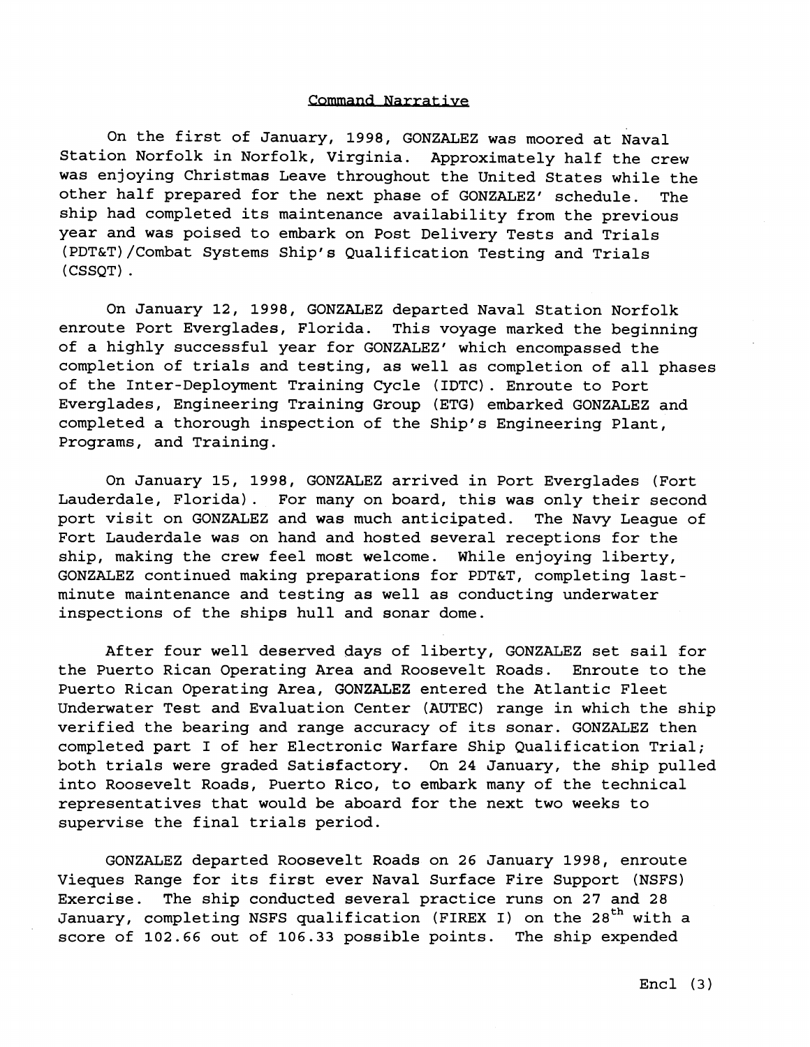## Command Narrative

On the first of January, 1998, GONZALEZ was moored at Naval Station Norfolk in Norfolk, Virginia. Approximately half the crew was enjoying Christmas Leave throughout the United States while the other half prepared for the next phase of GONZALEZ' schedule. The ship had completed its maintenance availability from the previous year and was poised to embark on Post Delivery Tests and Trials (PDT&T)/Combat Systems Ship's Qualification Testing and Trials (CSSQT).

On January 12, 1998, GONZALEZ departed Naval Station Norfolk enroute Port Everglades, Florida. This voyage marked the beginning of a highly successful year for GONZALEZ' which encompassed the completion of trials and testing, as well as completion of all phases of the Inter-Deployment Training Cycle (IDTC). Enroute to Port Everglades, Engineering Training Group (ETG) embarked GONZALEZ and completed a thorough inspection of the Ship's Engineering Plant, Programs, and Training.

On January 15, 1998, GONZALEZ arrived in Port Everglades (Fort Lauderdale, Florida). For many on board, this was only their second port visit on GONZALEZ and was much anticipated. The Navy League of Fort Lauderdale was on hand and hosted several receptions for the ship, making the crew feel most welcome. While enjoying liberty, GONZALEZ continued making preparations for PDT&T, completing last-minute maintenance and testing as well as conducting underwater inspections of the ships hull and sonar dome.

After four well deserved days of liberty, GONZALEZ set sail for the Puerto Rican Operating Area and Roosevelt Roads. Enroute to the Puerto Rican Operating Area, GONZALEZ entered the Atlantic Fleet Underwater Test and Evaluation Center (AUTEC) range in which the ship verified the bearing and range accuracy of its sonar. GONZALEZ then completed part I of her Electronic Warfare Ship Qualification Trial; both trials were graded Satisfactory. On 24 January, the ship pulled into Roosevelt Roads, Puerto Rico, to embark many of the technical representatives that would be aboard for the next two weeks to supervise the final trials period.

GONZALEZ departed Roosevelt Roads on 26 January 1998, enroute Vieques Range for its first ever Naval Surface Fire Support (NSFS) Exercise. The ship conducted several practice runs on 27 and 28 January, completing NSFS qualification (FIREX I) on the 28th with a score of 102.66 out of 106.33 possible points. The ship expended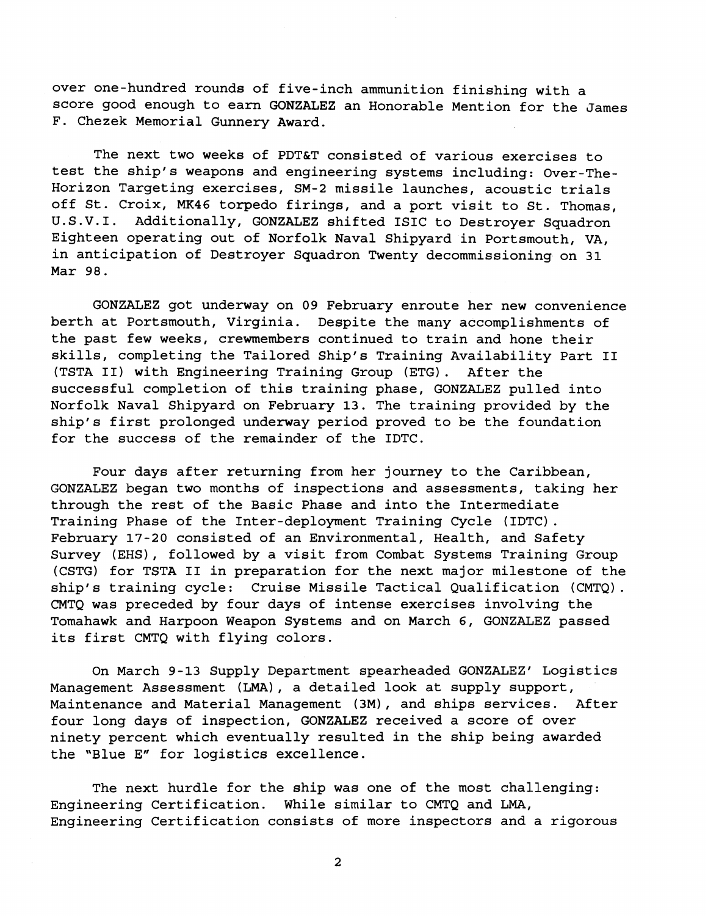over one-hundred rounds of five-inch ammunition finishing with a score good enough to earn **GONZALEZ** an Honorable Mention for the James F. Chezek Memorial Gunnery Award.

The next two weeks of PDT&T consisted of various exercises to test the ship's weapons and engineering systems including: Over-The-Horizon Targeting exercises, SM-2 missile launches, acoustic trials off St. Croix, MK46 torpedo firings, and a port visit to St. Thomas, U.S.V.I. Additionally, **GONZALEZ** shifted ISIC to Destroyer Squadron Eighteen operating out of Norfolk Naval Shipyard in Portsmouth, VA, in anticipation of Destroyer Squadron Twenty decommissioning on 31 Mar 98.

**GONZALEZ** got underway on 09 February enroute her new convenience berth at Portsmouth, Virginia. Despite the many accomplishments of the past few weeks, crewmembers continued to train and hone their skills, completing the Tailored Ship's Training Availability Part II (TSTA II) with Engineering Training Group (ETG). After the successful completion of this training phase, **GONZALEZ** pulled into Norfolk Naval Shipyard on February 13. The training provided by the ship's first prolonged underway period proved to be the foundation for the success of the remainder of the IDTC.

Four days after returning from her journey to the Caribbean, **GONZALEZ** began two months of inspections and assessments, taking her through the rest of the Basic Phase and into the Intermediate Training Phase of the Inter-deployment Training Cycle (IDTC). February 17-20 consisted of an Environmental, Health, and Safety Survey (EHS), followed by a visit from Combat Systems Training Group (CSTG) for TSTA II in preparation for the next major milestone of the ship's training cycle: Cruise Missile Tactical Qualification (CMTQ). CMTQ was preceded by four days of intense exercises involving the Tomahawk and Harpoon Weapon Systems and on March 6, **GONZALEZ** passed its first CMTQ with flying colors.

On March 9-13 Supply Department spearheaded **GONZALEZ**' Logistics Management Assessment (LMA), a detailed look at supply support, Maintenance and Material Management (3M), and ships services. After four long days of inspection, **GONZALEZ** received a score of over ninety percent which eventually resulted in the ship being awarded the "Blue E" for logistics excellence.

The next hurdle for the ship was one of the most challenging: Engineering Certification. While similar to CMTQ and LMA, Engineering Certification consists of more inspectors and a rigorous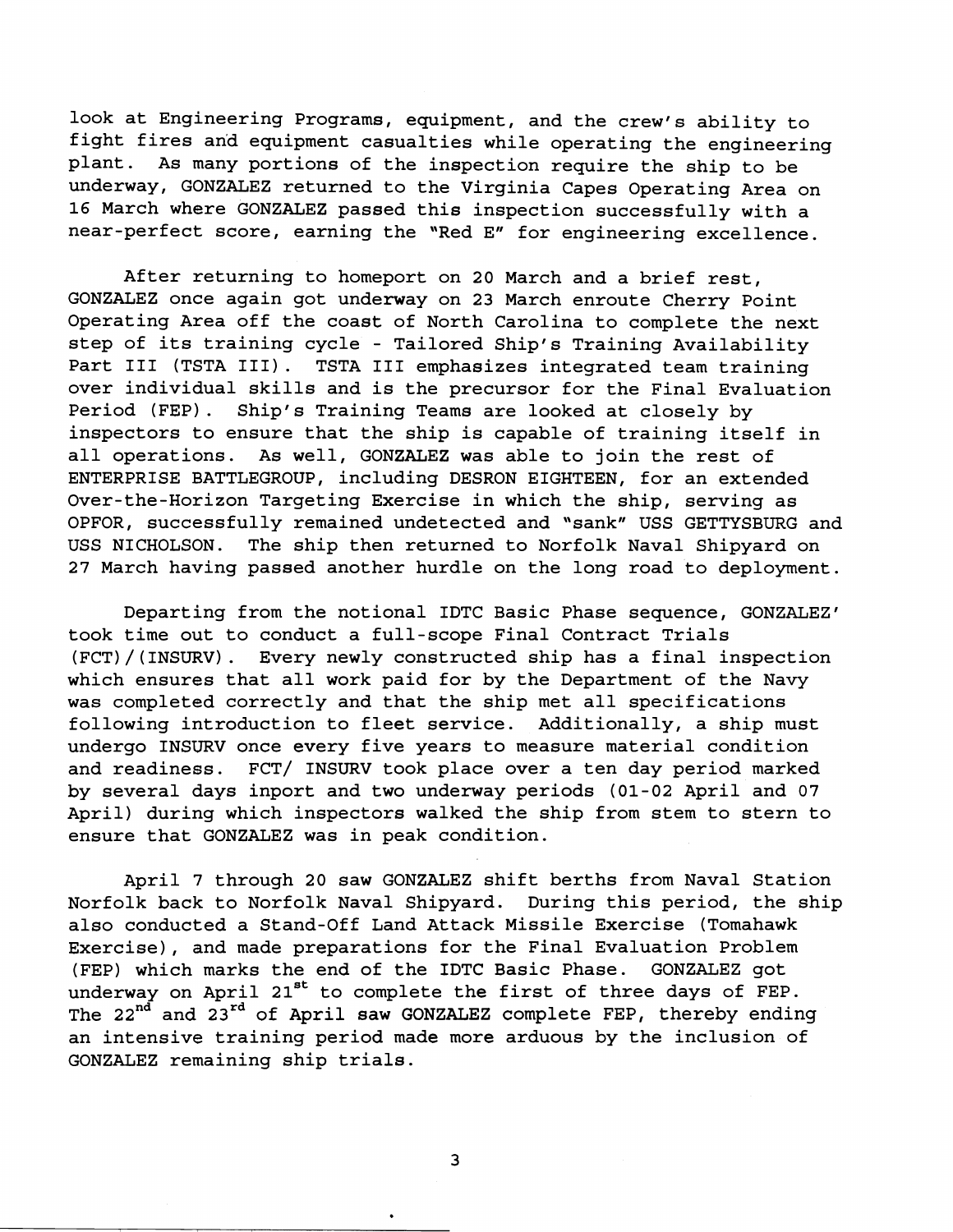look at Engineering Programs, equipment, and the crew's ability to fight fires and equipment casualties while operating the engineering plant. As many portions of the inspection require the ship to be underway, GONZALEZ returned to the Virginia Capes Operating Area on 16 March where GONZALEZ passed this inspection successfully with a near-perfect score, earning the "Red E" for engineering excellence.

After returning to homeport on 20 March and a brief rest, GONZALEZ once again got underway on 23 March enroute Cherry Point Operating Area off the coast of North Carolina to complete the next step of its training cycle - Tailored Ship's Training Availability Part III (TSTA III). TSTA III emphasizes integrated team training over individual skills and is the precursor for the Final Evaluation Period (FEP). Ship's Training Teams are looked at closely by inspectors to ensure that the ship is capable of training itself in all operations. As well, GONZALEZ was able to join the rest of ENTERPRISE BATTLEGROUP, including DESRON EIGHTEEN, for an extended Over-the-Horizon Targeting Exercise in which the ship, serving as OPFOR, successfully remained undetected and "sank" USS GETTYSBURG and USS NICHOLSON. The ship then returned to Norfolk Naval Shipyard on 27 March having passed another hurdle on the long road to deployment.

Departing from the notional IDTC Basic Phase sequence, GONZALEZ' took time out to conduct a full-scope Final Contract Trials (FCT)/(INSURV). Every newly constructed ship has a final inspection which ensures that all work paid for by the Department of the Navy was completed correctly and that the ship met all specifications following introduction to fleet service. Additionally, a ship must undergo INSURV once every five years to measure material condition and readiness. FCT/ INSURV took place over a ten day period marked by several days inport and two underway periods (01-02 April and 07 April) during which inspectors walked the ship from stem to stern to ensure that GONZALEZ was in peak condition.

April 7 through 20 saw GONZALEZ shift berths from Naval Station Norfolk back to Norfolk Naval Shipyard. During this period, the ship also conducted a Stand-Off Land Attack Missile Exercise (Tomahawk Exercise), and made preparations for the Final Evaluation Problem (FEP) which marks the end of the IDTC Basic Phase. GONZALEZ got underway on April 21st to complete the first of three days of FEP. The 22nd and 23rd of April saw GONZALEZ complete FEP, thereby ending an intensive training period made more arduous by the inclusion of GONZALEZ remaining ship trials.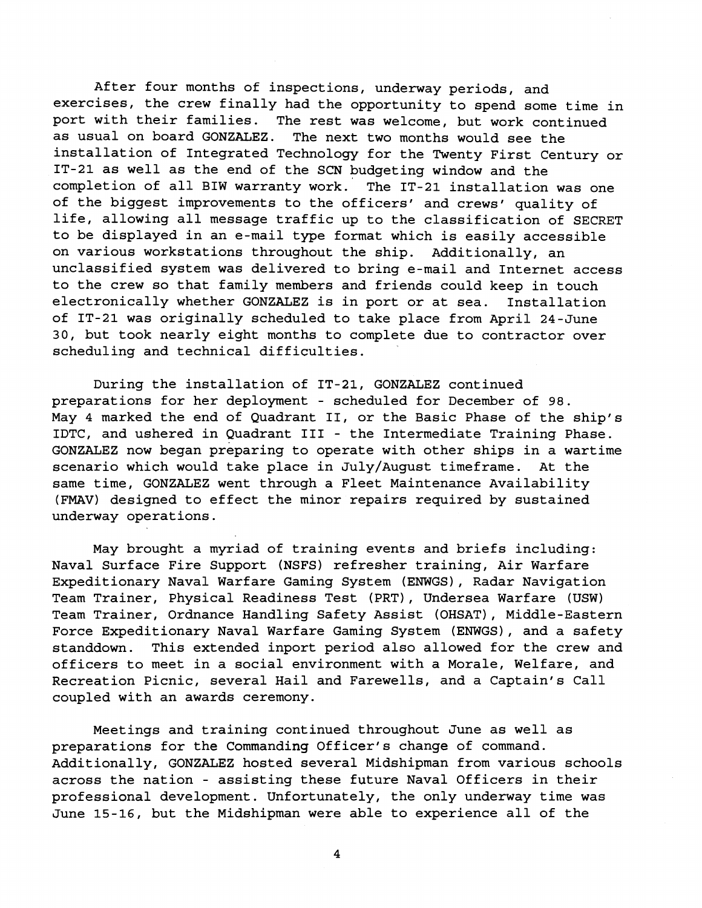After four months of inspections, underway periods, and exercises, the crew finally had the opportunity to spend some time in port with their families. The rest was welcome, but work continued as usual on board GONZALEZ. The next two months would see the installation of Integrated Technology for the Twenty First Century or IT-21 as well as the end of the SCN budgeting window and the completion of all BIW warranty work. The IT-21 installation was one of the biggest improvements to the officers' and crews' quality of life, allowing all message traffic up to the classification of SECRET to be displayed in an e-mail type format which is easily accessible on various workstations throughout the ship. Additionally, an unclassified system was delivered to bring e-mail and Internet access to the crew so that family members and friends could keep in touch electronically whether GONZALEZ is in port or at sea. Installation of IT-21 was originally scheduled to take place from April 24-June 30, but took nearly eight months to complete due to contractor over scheduling and technical difficulties.

During the installation of IT-21, GONZALEZ continued preparations for her deployment - scheduled for December of 98. May 4 marked the end of Quadrant II, or the Basic Phase of the ship's IDTC, and ushered in Quadrant III - the Intermediate Training Phase. GONZALEZ now began preparing to operate with other ships in a wartime scenario which would take place in July/August timeframe. At the same time, GONZALEZ went through a Fleet Maintenance Availability (FMAV) designed to effect the minor repairs required by sustained underway operations.

May brought a myriad of training events and briefs including: Naval Surface Fire Support (NSFS) refresher training, Air Warfare Expeditionary Naval Warfare Gaming System (ENWGS), Radar Navigation Team Trainer, Physical Readiness Test (PRT), Undersea Warfare (USW) Team Trainer, Ordnance Handling Safety Assist (OHSAT), Middle-Eastern Force Expeditionary Naval Warfare Gaming System (ENWGS), and a safety standdown. This extended inport period also allowed for the crew and officers to meet in a social environment with a Morale, Welfare, and Recreation Picnic, several Hail and Farewells, and a Captain's Call coupled with an awards ceremony.

Meetings and training continued throughout June as well as preparations for the Commanding Officer's change of command. Additionally, GONZALEZ hosted several Midshipman from various schools across the nation - assisting these future Naval Officers in their professional development. Unfortunately, the only underway time was June 15-16, but the Midshipman were able to experience all of the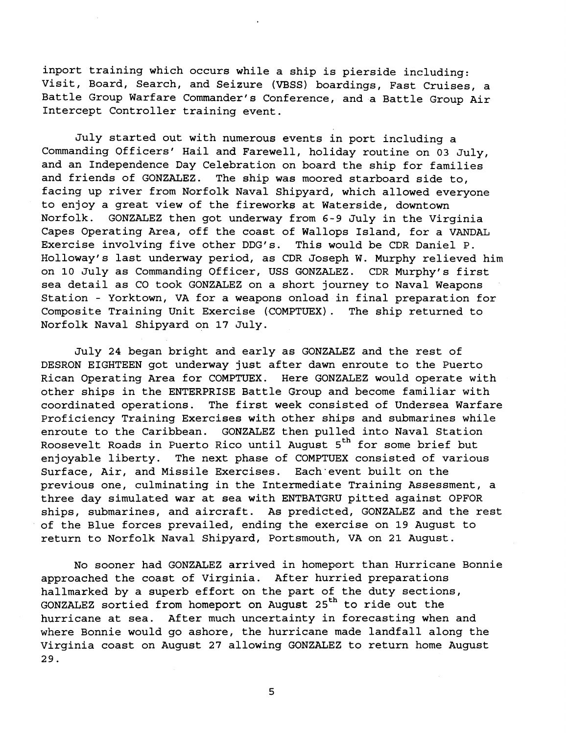inport training which occurs while a ship is pierside including: Visit, Board, Search, and Seizure (VBSS) boardings, Fast Cruises, a Battle Group Warfare Commander's Conference, and a Battle Group Air Intercept Controller training event.

July started out with numerous events in port including a Commanding Officers' Hail and Farewell, holiday routine on 03 July, and an Independence Day Celebration on board the ship for families and friends of GONZALEZ. The ship was moored starboard side to, facing up river from Norfolk Naval Shipyard, which allowed everyone to enjoy a great view of the fireworks at Waterside, downtown Norfolk. GONZALEZ then got underway from 6-9 July in the Virginia Capes Operating Area, off the coast of Wallops Island, for a VANDAL Exercise involving five other DDG's. This would be CDR Daniel P. Holloway's last underway period, as CDR Joseph W. Murphy relieved him on 10 July as Commanding Officer, USS GONZALEZ. CDR Murphy's first sea detail as CO took GONZALEZ on a short journey to Naval Weapons Station - Yorktown, VA for a weapons onload in final preparation for Composite Training Unit Exercise (COMPTUEX). The ship returned to Norfolk Naval Shipyard on 17 July.

July 24 began bright and early as GONZALEZ and the rest of DESRON EIGHTEEN got underway just after dawn enroute to the Puerto Rican Operating Area for COMPTUEX. Here GONZALEZ would operate with other ships in the ENTERPRISE Battle Group and become familiar with coordinated operations. The first week consisted of Undersea Warfare Proficiency Training Exercises with other ships and submarines while enroute to the Caribbean. GONZALEZ then pulled into Naval Station Roosevelt Roads in Puerto Rico until August 5th for some brief but enjoyable liberty. The next phase of COMPTUEX consisted of various Surface, Air, and Missile Exercises. Each event built on the previous one, culminating in the Intermediate Training Assessment, a three day simulated war at sea with ENTBATGRU pitted against OPFOR ships, submarines, and aircraft. As predicted, GONZALEZ and the rest of the Blue forces prevailed, ending the exercise on 19 August to return to Norfolk Naval Shipyard, Portsmouth, VA on 21 August.

No sooner had GONZALEZ arrived in homeport than Hurricane Bonnie approached the coast of Virginia. After hurried preparations hallmarked by a superb effort on the part of the duty sections, GONZALEZ sortied from homeport on August 25th to ride out the hurricane at sea. After much uncertainty in forecasting when and where Bonnie would go ashore, the hurricane made landfall along the Virginia coast on August 27 allowing GONZALEZ to return home August 29.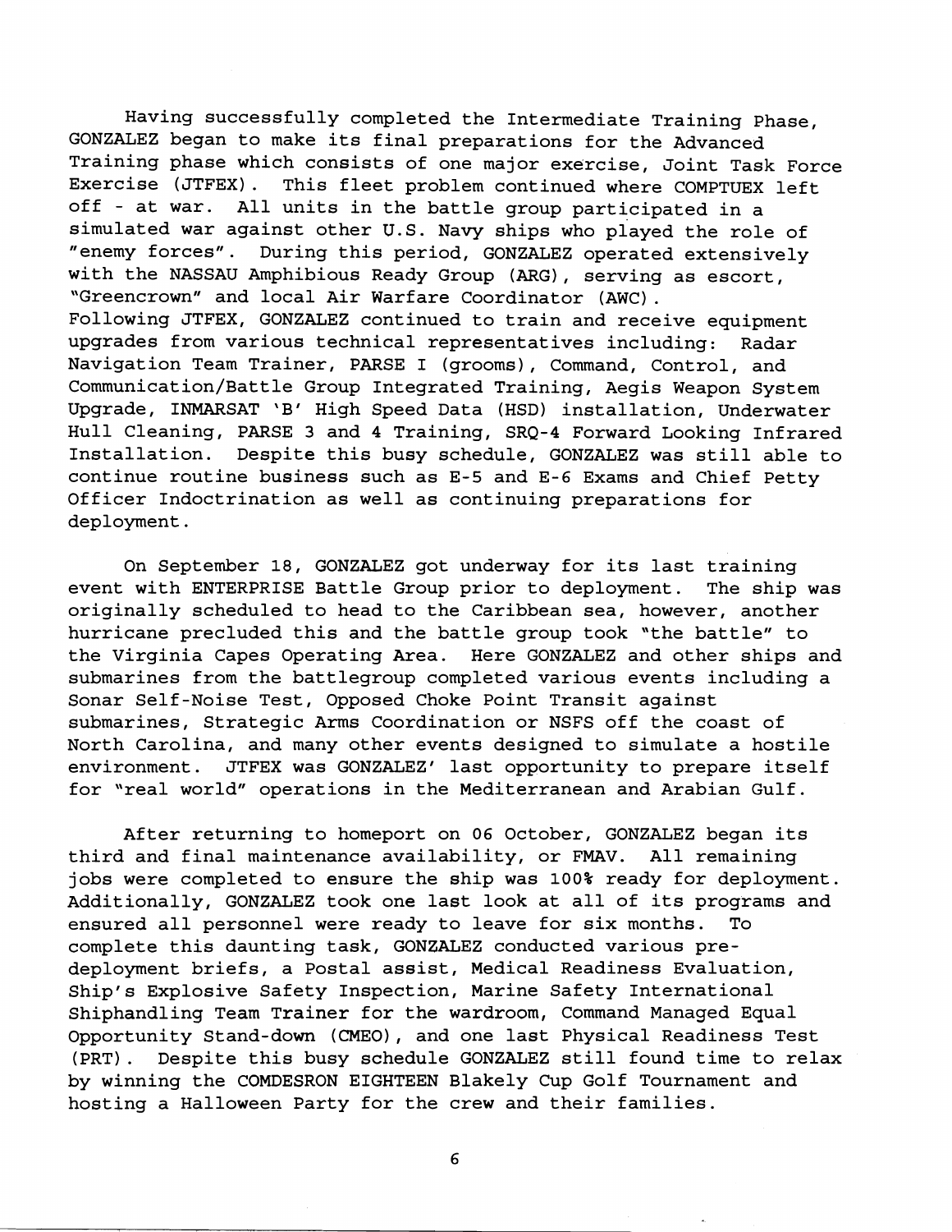Having successfully completed the Intermediate Training Phase, GONZALEZ began to make its final preparations for the Advanced Training phase which consists of one major exercise, Joint Task Force Exercise (JTFEX). This fleet problem continued where COMPTUEX left off - at war. All units in the battle group participated in a simulated war against other U.S. Navy ships who played the role of "enemy forces". During this period, GONZALEZ operated extensively with the NASSAU Amphibious Ready Group (ARG), serving as escort, "Greencrown" and local Air Warfare Coordinator (AWC). Following JTFEX, GONZALEZ continued to train and receive equipment upgrades from various technical representatives including: Radar Navigation Team Trainer, PARSE I (grooms), Command, Control, and Communication/Battle Group Integrated Training, Aegis Weapon System Upgrade, INMARSAT 'B' High Speed Data (HSD) installation, Underwater Hull Cleaning, PARSE 3 and 4 Training, SRQ-4 Forward Looking Infrared Installation. Despite this busy schedule, GONZALEZ was still able to continue routine business such as E-5 and E-6 Exams and Chief Petty Officer Indoctrination as well as continuing preparations for deployment.

On September 18, GONZALEZ got underway for its last training event with ENTERPRISE Battle Group prior to deployment. The ship was originally scheduled to head to the Caribbean sea, however, another hurricane precluded this and the battle group took "the battle" to the Virginia Capes Operating Area. Here GONZALEZ and other ships and submarines from the battlegroup completed various events including a Sonar Self-Noise Test, Opposed Choke Point Transit against submarines, Strategic Arms Coordination or NSFS off the coast of North Carolina, and many other events designed to simulate a hostile environment. JTFEX was GONZALEZ' last opportunity to prepare itself for "real world" operations in the Mediterranean and Arabian Gulf.

After returning to homeport on 06 October, GONZALEZ began its third and final maintenance availability, or FMAV. All remaining jobs were completed to ensure the ship was 100% ready for deployment. Additionally, GONZALEZ took one last look at all of its programs and ensured all personnel were ready to leave for six months. To complete this daunting task, GONZALEZ conducted various pre-deployment briefs, a Postal assist, Medical Readiness Evaluation, Ship's Explosive Safety Inspection, Marine Safety International Shiphandling Team Trainer for the wardroom, Command Managed Equal Opportunity Stand-down (CMEO), and one last Physical Readiness Test (PRT). Despite this busy schedule GONZALEZ still found time to relax by winning the COMDESRON EIGHTEEN Blakely Cup Golf Tournament and hosting a Halloween Party for the crew and their families.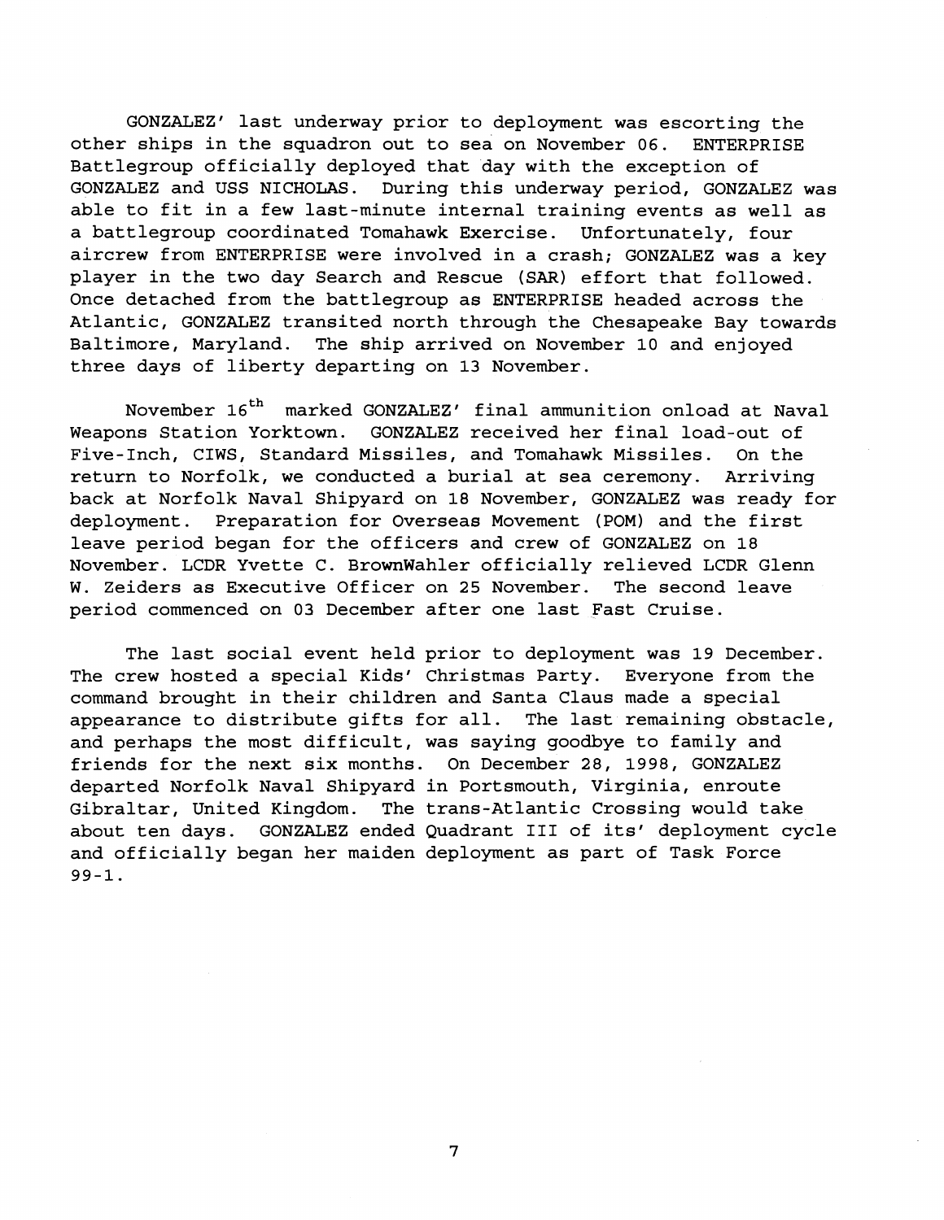GONZALEZ' last underway prior to deployment was escorting the other ships in the squadron out to sea on November 06. ENTERPRISE Battlegroup officially deployed that day with the exception of GONZALEZ and USS NICHOLAS. During this underway period, GONZALEZ was able to fit in a few last-minute internal training events as well as a battlegroup coordinated Tomahawk Exercise. Unfortunately, four aircrew from ENTERPRISE were involved in a crash; GONZALEZ was a key player in the two day Search and Rescue (SAR) effort that followed. Once detached from the battlegroup as ENTERPRISE headed across the Atlantic, GONZALEZ transited north through the Chesapeake Bay towards Baltimore, Maryland. The ship arrived on November 10 and enjoyed three days of liberty departing on 13 November.

November 16th marked GONZALEZ' final ammunition onload at Naval Weapons Station Yorktown. GONZALEZ received her final load-out of Five-Inch, CIWS, Standard Missiles, and Tomahawk Missiles. On the return to Norfolk, we conducted a burial at sea ceremony. Arriving back at Norfolk Naval Shipyard on 18 November, GONZALEZ was ready for deployment. Preparation for Overseas Movement (POM) and the first leave period began for the officers and crew of GONZALEZ on 18 November. LCDR Yvette C. BrownWahler officially relieved LCDR Glenn W. Zeiders as Executive Officer on 25 November. The second leave period commenced on 03 December after one last Fast Cruise.

The last social event held prior to deployment was 19 December. The crew hosted a special Kids' Christmas Party. Everyone from the command brought in their children and Santa Claus made a special appearance to distribute gifts for all. The last remaining obstacle, and perhaps the most difficult, was saying goodbye to family and friends for the next six months. On December 28, 1998, GONZALEZ departed Norfolk Naval Shipyard in Portsmouth, Virginia, enroute Gibraltar, United Kingdom. The trans-Atlantic Crossing would take about ten days. GONZALEZ ended Quadrant III of its' deployment cycle and officially began her maiden deployment as part of Task Force 99-1.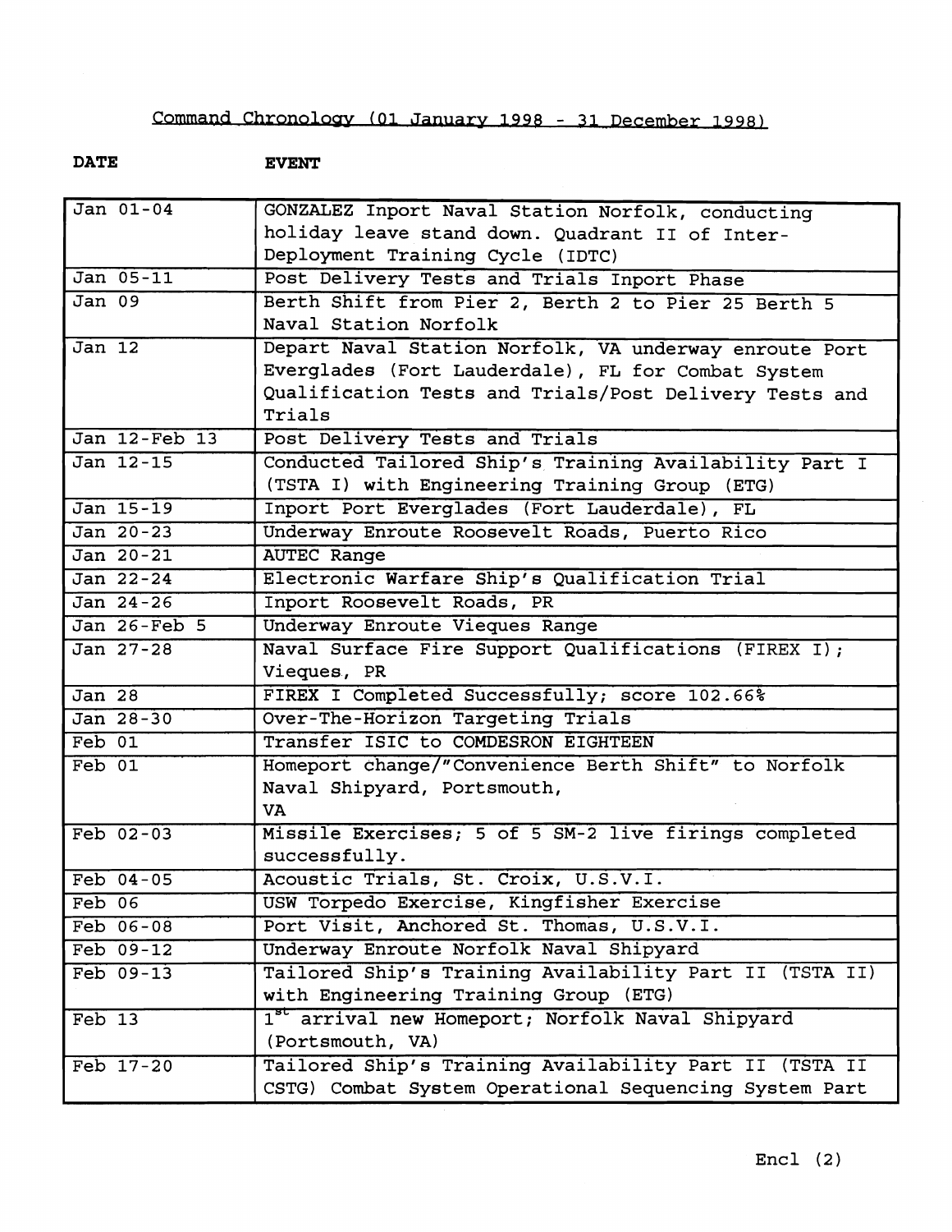Command Chronology (01 January 1998 - 31 December 1998)

| DATE | EVENT |
| --- | --- |
| Jan 01-04 | GONZALEZ Inport Naval Station Norfolk, conducting holiday leave stand down. Quadrant II of Inter-Deployment Training Cycle (IDTC) |
| Jan 05-11 | Post Delivery Tests and Trials Inport Phase |
| Jan 09 | Berth Shift from Pier 2, Berth 2 to Pier 25 Berth 5 Naval Station Norfolk |
| Jan 12 | Depart Naval Station Norfolk, VA underway enroute Port Everglades (Fort Lauderdale), FL for Combat System Qualification Tests and Trials/Post Delivery Tests and Trials |
| Jan 12-Feb 13 | Post Delivery Tests and Trials |
| Jan 12-15 | Conducted Tailored Ship's Training Availability Part I (TSTA I) with Engineering Training Group (ETG) |
| Jan 15-19 | Inport Port Everglades (Fort Lauderdale), FL |
| Jan 20-23 | Underway Enroute Roosevelt Roads, Puerto Rico |
| Jan 20-21 | AUTEC Range |
| Jan 22-24 | Electronic Warfare Ship's Qualification Trial |
| Jan 24-26 | Inport Roosevelt Roads, PR |
| Jan 26-Feb 5 | Underway Enroute Vieques Range |
| Jan 27-28 | Naval Surface Fire Support Qualifications (FIREX I); Vieques, PR |
| Jan 28 | FIREX I Completed Successfully; score 102.66% |
| Jan 28-30 | Over-The-Horizon Targeting Trials |
| Feb 01 | Transfer ISIC to COMDESRON EIGHTEEN |
| Feb 01 | Homeport change/"Convenience Berth Shift" to Norfolk Naval Shipyard, Portsmouth, VA |
| Feb 02-03 | Missile Exercises; 5 of 5 SM-2 live firings completed successfully. |
| Feb 04-05 | Acoustic Trials, St. Croix, U.S.V.I. |
| Feb 06 | USW Torpedo Exercise, Kingfisher Exercise |
| Feb 06-08 | Port Visit, Anchored St. Thomas, U.S.V.I. |
| Feb 09-12 | Underway Enroute Norfolk Naval Shipyard |
| Feb 09-13 | Tailored Ship's Training Availability Part II (TSTA II) with Engineering Training Group (ETG) |
| Feb 13 | 1st arrival new Homeport; Norfolk Naval Shipyard (Portsmouth, VA) |
| Feb 17-20 | Tailored Ship's Training Availability Part II (TSTA II CSTG) Combat System Operational Sequencing System Part |

Encl (2)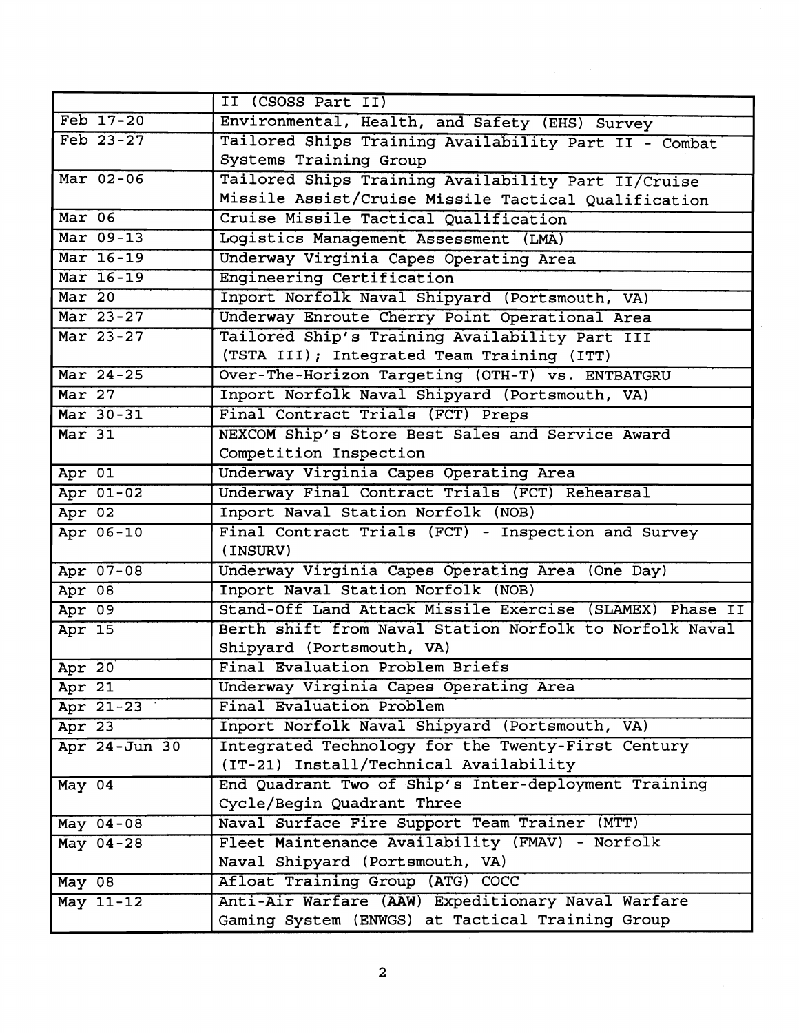| | |
|---|---|
| | II (CSOSS Part II) |
| Feb 17-20 | Environmental, Health, and Safety (EHS) Survey |
| Feb 23-27 | Tailored Ships Training Availability Part II - Combat Systems Training Group |
| Mar 02-06 | Tailored Ships Training Availability Part II/Cruise Missile Assist/Cruise Missile Tactical Qualification |
| Mar 06 | Cruise Missile Tactical Qualification |
| Mar 09-13 | Logistics Management Assessment (LMA) |
| Mar 16-19 | Underway Virginia Capes Operating Area |
| Mar 16-19 | Engineering Certification |
| Mar 20 | Inport Norfolk Naval Shipyard (Portsmouth, VA) |
| Mar 23-27 | Underway Enroute Cherry Point Operational Area |
| Mar 23-27 | Tailored Ship's Training Availability Part III (TSTA III); Integrated Team Training (ITT) |
| Mar 24-25 | Over-The-Horizon Targeting (OTH-T) vs. ENTBATGRU |
| Mar 27 | Inport Norfolk Naval Shipyard (Portsmouth, VA) |
| Mar 30-31 | Final Contract Trials (FCT) Preps |
| Mar 31 | NEXCOM Ship's Store Best Sales and Service Award Competition Inspection |
| Apr 01 | Underway Virginia Capes Operating Area |
| Apr 01-02 | Underway Final Contract Trials (FCT) Rehearsal |
| Apr 02 | Inport Naval Station Norfolk (NOB) |
| Apr 06-10 | Final Contract Trials (FCT) - Inspection and Survey (INSURV) |
| Apr 07-08 | Underway Virginia Capes Operating Area (One Day) |
| Apr 08 | Inport Naval Station Norfolk (NOB) |
| Apr 09 | Stand-Off Land Attack Missile Exercise (SLAMEX) Phase II |
| Apr 15 | Berth shift from Naval Station Norfolk to Norfolk Naval Shipyard (Portsmouth, VA) |
| Apr 20 | Final Evaluation Problem Briefs |
| Apr 21 | Underway Virginia Capes Operating Area |
| Apr 21-23 | Final Evaluation Problem |
| Apr 23 | Inport Norfolk Naval Shipyard (Portsmouth, VA) |
| Apr 24-Jun 30 | Integrated Technology for the Twenty-First Century (IT-21) Install/Technical Availability |
| May 04 | End Quadrant Two of Ship's Inter-deployment Training Cycle/Begin Quadrant Three |
| May 04-08 | Naval Surface Fire Support Team Trainer (MTT) |
| May 04-28 | Fleet Maintenance Availability (FMAV) - Norfolk Naval Shipyard (Portsmouth, VA) |
| May 08 | Afloat Training Group (ATG) COCC |
| May 11-12 | Anti-Air Warfare (AAW) Expeditionary Naval Warfare Gaming System (ENWGS) at Tactical Training Group |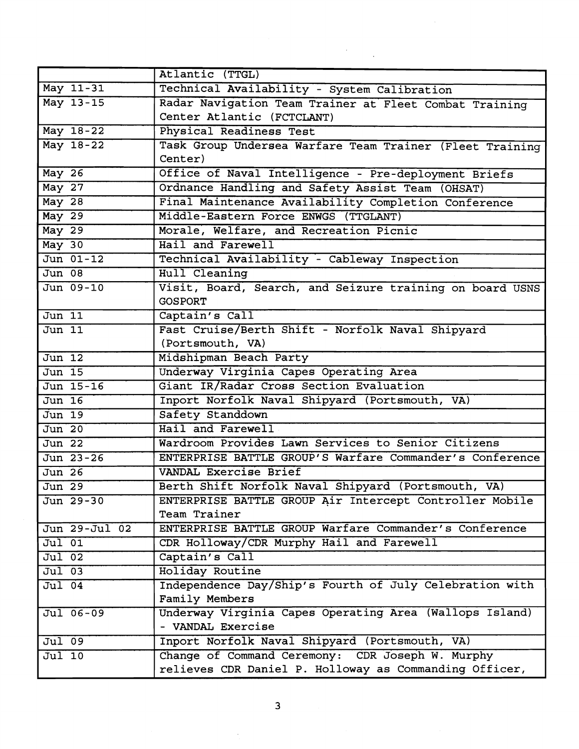| | |
|---|---|
| | Atlantic (TTGL) |
| May 11-31 | Technical Availability - System Calibration |
| May 13-15 | Radar Navigation Team Trainer at Fleet Combat Training Center Atlantic (FCTCLANT) |
| May 18-22 | Physical Readiness Test |
| May 18-22 | Task Group Undersea Warfare Team Trainer (Fleet Training Center) |
| May 26 | Office of Naval Intelligence - Pre-deployment Briefs |
| May 27 | Ordnance Handling and Safety Assist Team (OHSAT) |
| May 28 | Final Maintenance Availability Completion Conference |
| May 29 | Middle-Eastern Force ENWGS (TTGLANT) |
| May 29 | Morale, Welfare, and Recreation Picnic |
| May 30 | Hail and Farewell |
| Jun 01-12 | Technical Availability - Cableway Inspection |
| Jun 08 | Hull Cleaning |
| Jun 09-10 | Visit, Board, Search, and Seizure training on board USNS GOSPORT |
| Jun 11 | Captain's Call |
| Jun 11 | Fast Cruise/Berth Shift - Norfolk Naval Shipyard (Portsmouth, VA) |
| Jun 12 | Midshipman Beach Party |
| Jun 15 | Underway Virginia Capes Operating Area |
| Jun 15-16 | Giant IR/Radar Cross Section Evaluation |
| Jun 16 | Inport Norfolk Naval Shipyard (Portsmouth, VA) |
| Jun 19 | Safety Standdown |
| Jun 20 | Hail and Farewell |
| Jun 22 | Wardroom Provides Lawn Services to Senior Citizens |
| Jun 23-26 | ENTERPRISE BATTLE GROUP'S Warfare Commander's Conference |
| Jun 26 | VANDAL Exercise Brief |
| Jun 29 | Berth Shift Norfolk Naval Shipyard (Portsmouth, VA) |
| Jun 29-30 | ENTERPRISE BATTLE GROUP Air Intercept Controller Mobile Team Trainer |
| Jun 29-Jul 02 | ENTERPRISE BATTLE GROUP Warfare Commander's Conference |
| Jul 01 | CDR Holloway/CDR Murphy Hail and Farewell |
| Jul 02 | Captain's Call |
| Jul 03 | Holiday Routine |
| Jul 04 | Independence Day/Ship's Fourth of July Celebration with Family Members |
| Jul 06-09 | Underway Virginia Capes Operating Area (Wallops Island) - VANDAL Exercise |
| Jul 09 | Inport Norfolk Naval Shipyard (Portsmouth, VA) |
| Jul 10 | Change of Command Ceremony: CDR Joseph W. Murphy relieves CDR Daniel P. Holloway as Commanding Officer, |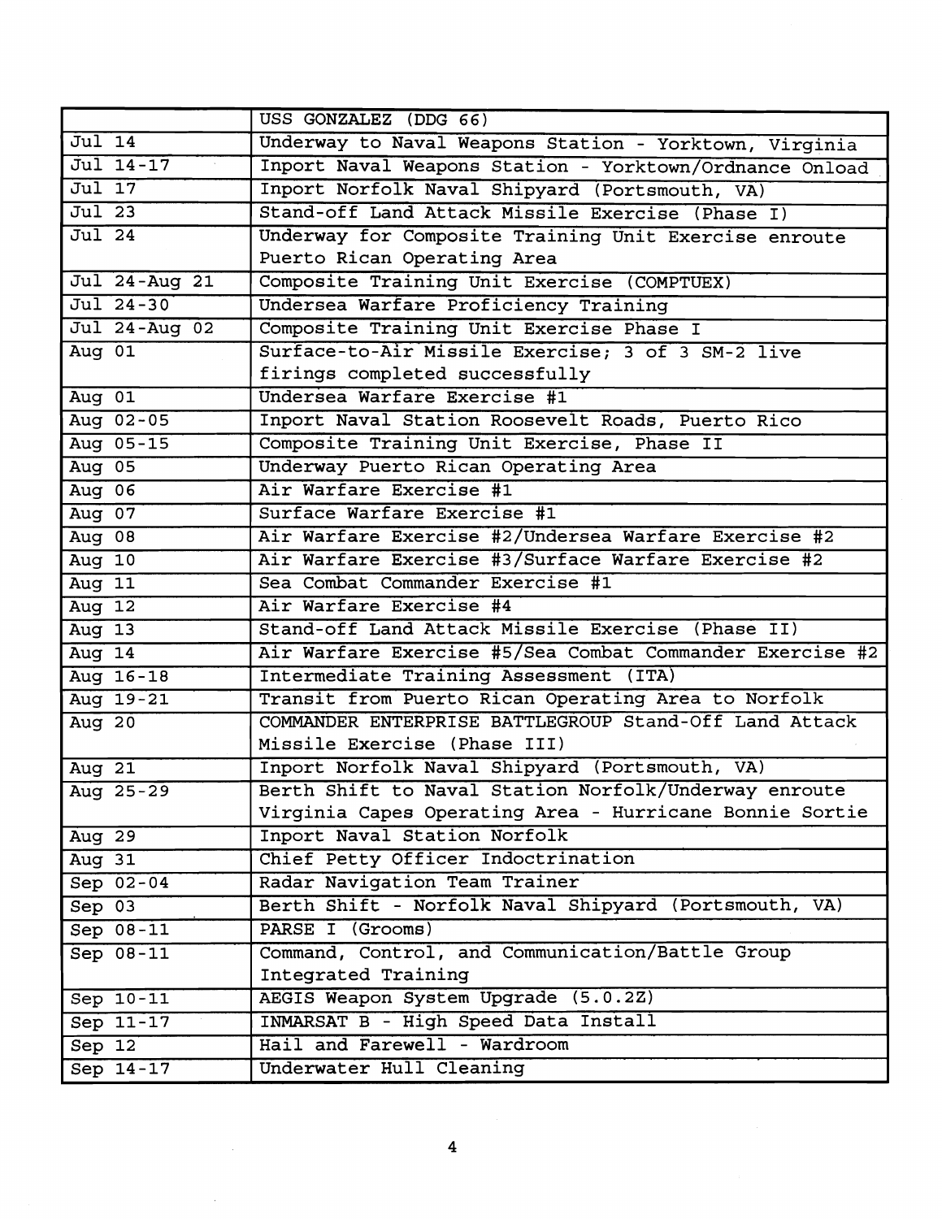| | USS GONZALEZ (DDG 66) |
|---|---|
| Jul 14 | Underway to Naval Weapons Station - Yorktown, Virginia |
| Jul 14-17 | Inport Naval Weapons Station - Yorktown/Ordnance Onload |
| Jul 17 | Inport Norfolk Naval Shipyard (Portsmouth, VA) |
| Jul 23 | Stand-off Land Attack Missile Exercise (Phase I) |
| Jul 24 | Underway for Composite Training Unit Exercise enroute Puerto Rican Operating Area |
| Jul 24-Aug 21 | Composite Training Unit Exercise (COMPTUEX) |
| Jul 24-30 | Undersea Warfare Proficiency Training |
| Jul 24-Aug 02 | Composite Training Unit Exercise Phase I |
| Aug 01 | Surface-to-Air Missile Exercise; 3 of 3 SM-2 live firings completed successfully |
| Aug 01 | Undersea Warfare Exercise #1 |
| Aug 02-05 | Inport Naval Station Roosevelt Roads, Puerto Rico |
| Aug 05-15 | Composite Training Unit Exercise, Phase II |
| Aug 05 | Underway Puerto Rican Operating Area |
| Aug 06 | Air Warfare Exercise #1 |
| Aug 07 | Surface Warfare Exercise #1 |
| Aug 08 | Air Warfare Exercise #2/Undersea Warfare Exercise #2 |
| Aug 10 | Air Warfare Exercise #3/Surface Warfare Exercise #2 |
| Aug 11 | Sea Combat Commander Exercise #1 |
| Aug 12 | Air Warfare Exercise #4 |
| Aug 13 | Stand-off Land Attack Missile Exercise (Phase II) |
| Aug 14 | Air Warfare Exercise #5/Sea Combat Commander Exercise #2 |
| Aug 16-18 | Intermediate Training Assessment (ITA) |
| Aug 19-21 | Transit from Puerto Rican Operating Area to Norfolk |
| Aug 20 | COMMANDER ENTERPRISE BATTLEGROUP Stand-Off Land Attack Missile Exercise (Phase III) |
| Aug 21 | Inport Norfolk Naval Shipyard (Portsmouth, VA) |
| Aug 25-29 | Berth Shift to Naval Station Norfolk/Underway enroute Virginia Capes Operating Area - Hurricane Bonnie Sortie |
| Aug 29 | Inport Naval Station Norfolk |
| Aug 31 | Chief Petty Officer Indoctrination |
| Sep 02-04 | Radar Navigation Team Trainer |
| Sep 03 | Berth Shift - Norfolk Naval Shipyard (Portsmouth, VA) |
| Sep 08-11 | PARSE I (Grooms) |
| Sep 08-11 | Command, Control, and Communication/Battle Group Integrated Training |
| Sep 10-11 | AEGIS Weapon System Upgrade (5.0.2Z) |
| Sep 11-17 | INMARSAT B - High Speed Data Install |
| Sep 12 | Hail and Farewell - Wardroom |
| Sep 14-17 | Underwater Hull Cleaning |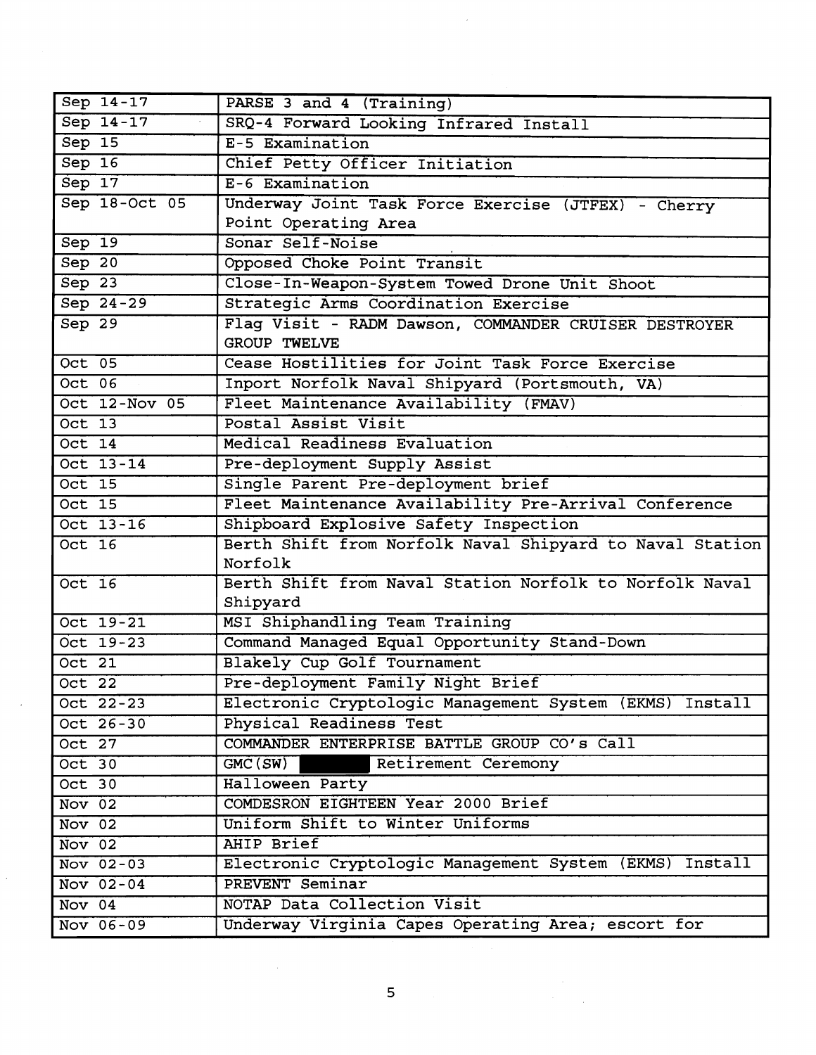| | |
|---|---|
| Sep 14-17 | PARSE 3 and 4 (Training) |
| Sep 14-17 | SRQ-4 Forward Looking Infrared Install |
| Sep 15 | E-5 Examination |
| Sep 16 | Chief Petty Officer Initiation |
| Sep 17 | E-6 Examination |
| Sep 18-Oct 05 | Underway Joint Task Force Exercise (JTFEX) - Cherry Point Operating Area |
| Sep 19 | Sonar Self-Noise |
| Sep 20 | Opposed Choke Point Transit |
| Sep 23 | Close-In-Weapon-System Towed Drone Unit Shoot |
| Sep 24-29 | Strategic Arms Coordination Exercise |
| Sep 29 | Flag Visit - RADM Dawson, COMMANDER CRUISER DESTROYER GROUP TWELVE |
| Oct 05 | Cease Hostilities for Joint Task Force Exercise |
| Oct 06 | Inport Norfolk Naval Shipyard (Portsmouth, VA) |
| Oct 12-Nov 05 | Fleet Maintenance Availability (FMAV) |
| Oct 13 | Postal Assist Visit |
| Oct 14 | Medical Readiness Evaluation |
| Oct 13-14 | Pre-deployment Supply Assist |
| Oct 15 | Single Parent Pre-deployment brief |
| Oct 15 | Fleet Maintenance Availability Pre-Arrival Conference |
| Oct 13-16 | Shipboard Explosive Safety Inspection |
| Oct 16 | Berth Shift from Norfolk Naval Shipyard to Naval Station Norfolk |
| Oct 16 | Berth Shift from Naval Station Norfolk to Norfolk Naval Shipyard |
| Oct 19-21 | MSI Shiphandling Team Training |
| Oct 19-23 | Command Managed Equal Opportunity Stand-Down |
| Oct 21 | Blakely Cup Golf Tournament |
| Oct 22 | Pre-deployment Family Night Brief |
| Oct 22-23 | Electronic Cryptologic Management System (EKMS) Install |
| Oct 26-30 | Physical Readiness Test |
| Oct 27 | COMMANDER ENTERPRISE BATTLE GROUP CO's Call |
| Oct 30 | GMC(SW) [redacted] Retirement Ceremony |
| Oct 30 | Halloween Party |
| Nov 02 | COMDESRON EIGHTEEN Year 2000 Brief |
| Nov 02 | Uniform Shift to Winter Uniforms |
| Nov 02 | AHIP Brief |
| Nov 02-03 | Electronic Cryptologic Management System (EKMS) Install |
| Nov 02-04 | PREVENT Seminar |
| Nov 04 | NOTAP Data Collection Visit |
| Nov 06-09 | Underway Virginia Capes Operating Area; escort for |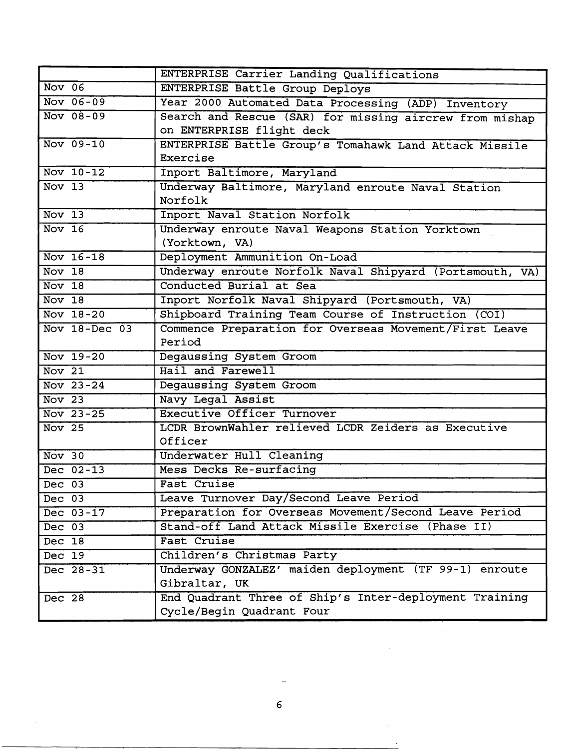| | |
|---|---|
| | ENTERPRISE Carrier Landing Qualifications |
| Nov 06 | ENTERPRISE Battle Group Deploys |
| Nov 06-09 | Year 2000 Automated Data Processing (ADP) Inventory |
| Nov 08-09 | Search and Rescue (SAR) for missing aircrew from mishap on ENTERPRISE flight deck |
| Nov 09-10 | ENTERPRISE Battle Group's Tomahawk Land Attack Missile Exercise |
| Nov 10-12 | Inport Baltimore, Maryland |
| Nov 13 | Underway Baltimore, Maryland enroute Naval Station Norfolk |
| Nov 13 | Inport Naval Station Norfolk |
| Nov 16 | Underway enroute Naval Weapons Station Yorktown (Yorktown, VA) |
| Nov 16-18 | Deployment Ammunition On-Load |
| Nov 18 | Underway enroute Norfolk Naval Shipyard (Portsmouth, VA) |
| Nov 18 | Conducted Burial at Sea |
| Nov 18 | Inport Norfolk Naval Shipyard (Portsmouth, VA) |
| Nov 18-20 | Shipboard Training Team Course of Instruction (COI) |
| Nov 18-Dec 03 | Commence Preparation for Overseas Movement/First Leave Period |
| Nov 19-20 | Degaussing System Groom |
| Nov 21 | Hail and Farewell |
| Nov 23-24 | Degaussing System Groom |
| Nov 23 | Navy Legal Assist |
| Nov 23-25 | Executive Officer Turnover |
| Nov 25 | LCDR BrownWahler relieved LCDR Zeiders as Executive Officer |
| Nov 30 | Underwater Hull Cleaning |
| Dec 02-13 | Mess Decks Re-surfacing |
| Dec 03 | Fast Cruise |
| Dec 03 | Leave Turnover Day/Second Leave Period |
| Dec 03-17 | Preparation for Overseas Movement/Second Leave Period |
| Dec 03 | Stand-off Land Attack Missile Exercise (Phase II) |
| Dec 18 | Fast Cruise |
| Dec 19 | Children's Christmas Party |
| Dec 28-31 | Underway GONZALEZ' maiden deployment (TF 99-1) enroute Gibraltar, UK |
| Dec 28 | End Quadrant Three of Ship's Inter-deployment Training Cycle/Begin Quadrant Four |